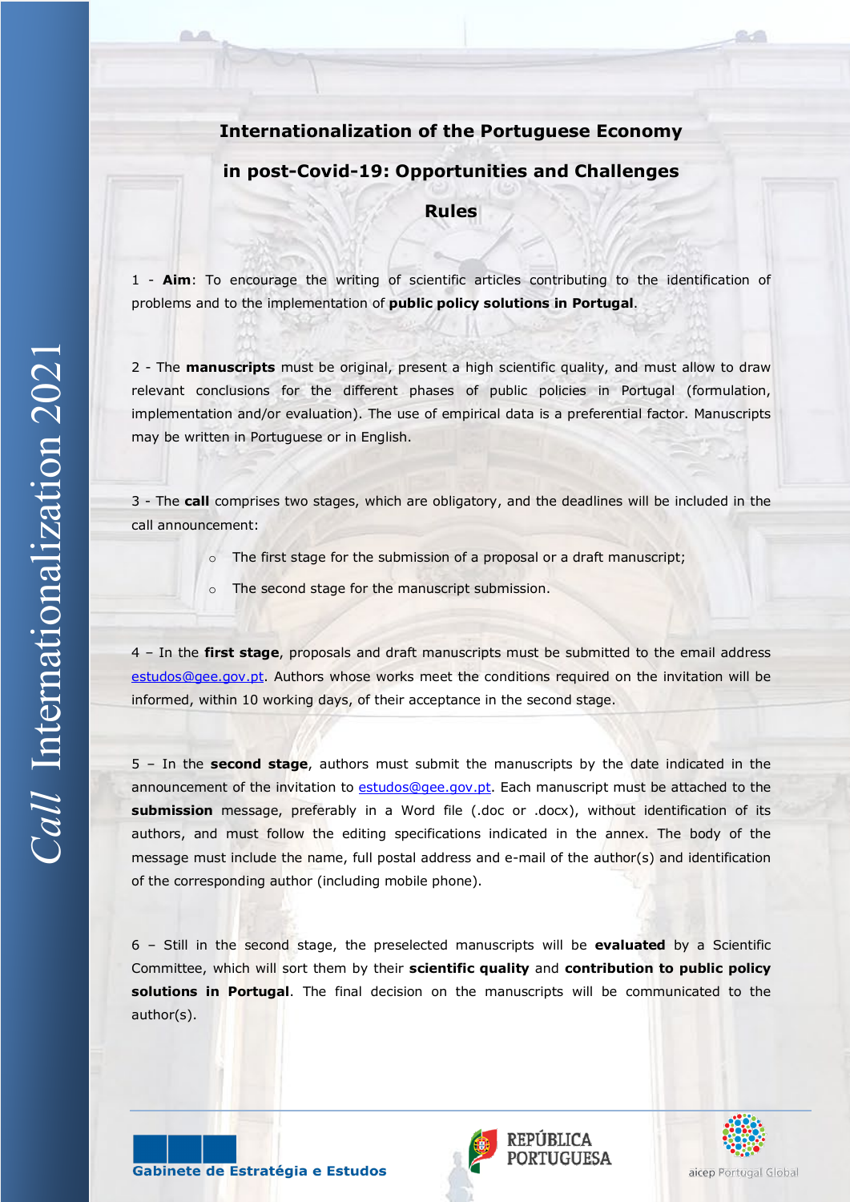# Internationalization of the Portuguese Economy in post-Covid-19: Opportunities and Challenges

## Rules

1 - **Aim**: To encourage the writing of scientific articles contributing to the identification of problems and to the implementation of **public policy solutions in Portugal**.

2 - The **manuscripts** must be original, present a high scientific quality, and must allow to draw relevant conclusions for the different phases of public policies in Portugal (formulation, implementation and/or evaluation). The use of empirical data is a preferential factor. Manuscripts may be written in Portuguese or in English.

3 - The **call** comprises two stages, which are obligatory, and the deadlines will be included in the call announcement:

- The first stage for the submission of a proposal or a draft manuscript;
- The second stage for the manuscript submission.

4 – In the **first stage**, proposals and draft manuscripts must be submitted to the email address estudos@gee.gov.pt. Authors whose works meet the conditions required on the invitation will be informed, within 10 working days, of their acceptance in the second stage.

5 – In the **second stage**, authors must submit the manuscripts by the date indicated in the announcement of the invitation to estudos@gee.gov.pt. Each manuscript must be attached to the **submission** message, preferably in a Word file (.doc or .docx), without identification of its authors, and must follow the editing specifications indicated in the annex. The body of the message must include the name, full postal address and e-mail of the author(s) and identification of the corresponding author (including mobile phone).

6 – Still in the second stage, the preselected manuscripts will be **evaluated** by a Scientific Committee, which will sort them by their **scientific quality** and **contribution to public policy solutions in Portugal**. The final decision on the manuscripts will be communicated to the author(s).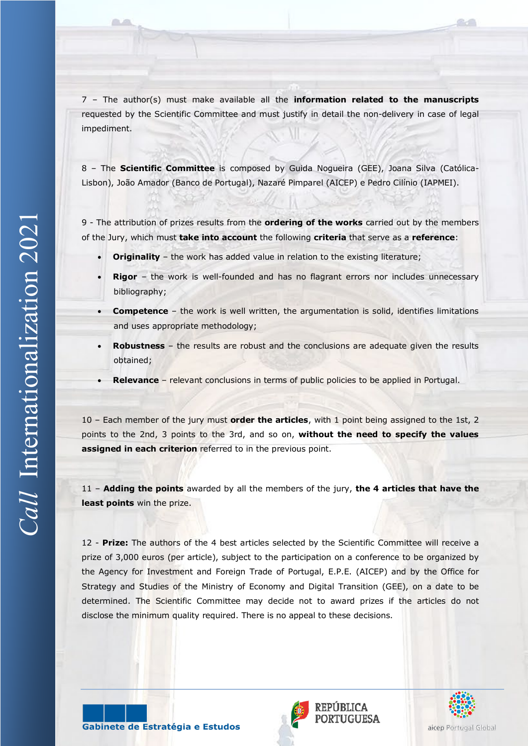7 – The author(s) must make available all the **information related to the manuscripts** requested by the Scientific Committee and must justify in detail the non-delivery in case of legal impediment.

8 – The **Scientific Committee** is composed by Guida Nogueira (GEE), Joana Silva (Católica-Lisbon), João Amador (Banco de Portugal), Nazaré Pimparel (AICEP) e Pedro Cilínio (IAPMEI).

9 - The attribution of prizes results from the **ordering of the works** carried out by the members of the Jury, which must **take into account** the following **criteria** that serve as a **reference**:

- **Originality** – the work has added value in relation to the existing literature;
- **Rigor** – the work is well-founded and has no flagrant errors nor includes unnecessary bibliography;
- **Competence** – the work is well written, the argumentation is solid, identifies limitations and uses appropriate methodology;
- **Robustness** – the results are robust and the conclusions are adequate given the results obtained;
- **Relevance** – relevant conclusions in terms of public policies to be applied in Portugal.

10 – Each member of the jury must **order the articles**, with 1 point being assigned to the 1st, 2 points to the 2nd, 3 points to the 3rd, and so on, **without the need to specify the values assigned in each criterion** referred to in the previous point.

11 – **Adding the points** awarded by all the members of the jury, **the 4 articles that have the least points** win the prize.

12 - **Prize:** The authors of the 4 best articles selected by the Scientific Committee will receive a prize of 3,000 euros (per article), subject to the participation on a conference to be organized by the Agency for Investment and Foreign Trade of Portugal, E.P.E. (AICEP) and by the Office for Strategy and Studies of the Ministry of Economy and Digital Transition (GEE), on a date to be determined. The Scientific Committee may decide not to award prizes if the articles do not disclose the minimum quality required. There is no appeal to these decisions.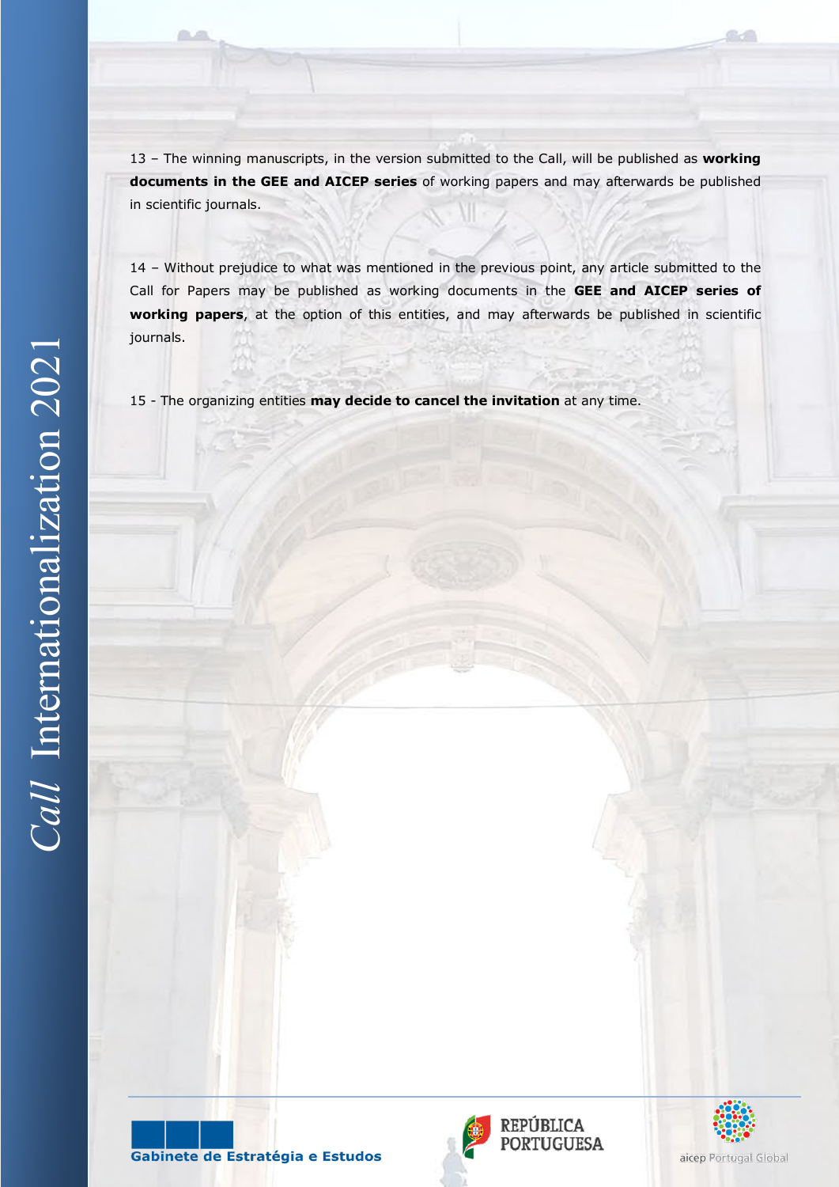13 – The winning manuscripts, in the version submitted to the Call, will be published as **working documents in the GEE and AICEP series** of working papers and may afterwards be published in scientific journals.

14 – Without prejudice to what was mentioned in the previous point, any article submitted to the Call for Papers may be published as working documents in the **GEE and AICEP series of working papers**, at the option of this entities, and may afterwards be published in scientific journals.

15 - The organizing entities **may decide to cancel the invitation** at any time.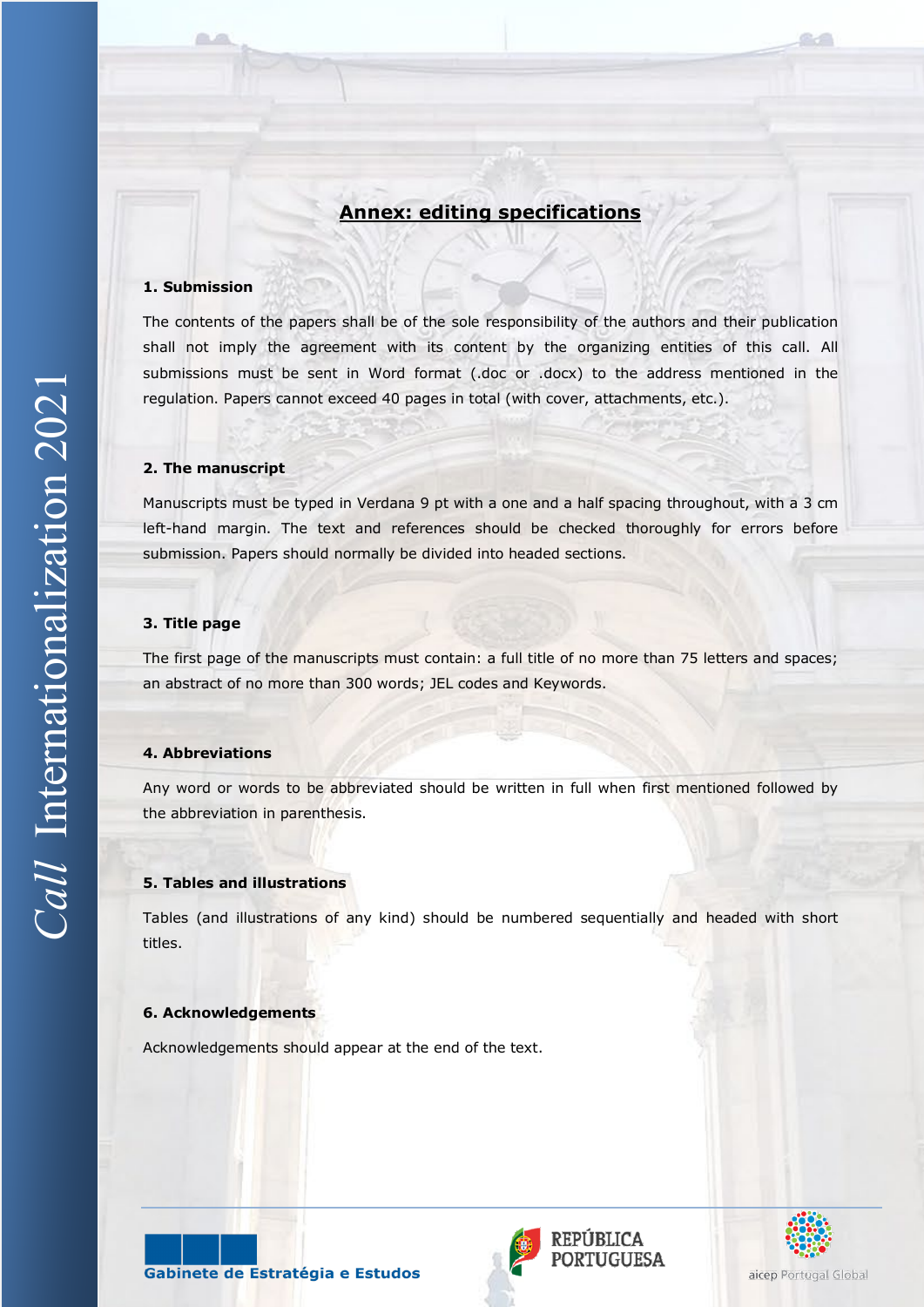## Annex: editing specifications

### 1. Submission

The contents of the papers shall be of the sole responsibility of the authors and their publication shall not imply the agreement with its content by the organizing entities of this call. All submissions must be sent in Word format (.doc or .docx) to the address mentioned in the regulation. Papers cannot exceed 40 pages in total (with cover, attachments, etc.).

### 2. The manuscript

Manuscripts must be typed in Verdana 9 pt with a one and a half spacing throughout, with a 3 cm left-hand margin. The text and references should be checked thoroughly for errors before submission. Papers should normally be divided into headed sections.

### 3. Title page

The first page of the manuscripts must contain: a full title of no more than 75 letters and spaces; an abstract of no more than 300 words; JEL codes and Keywords.

### 4. Abbreviations

Any word or words to be abbreviated should be written in full when first mentioned followed by the abbreviation in parenthesis.

### 5. Tables and illustrations

Tables (and illustrations of any kind) should be numbered sequentially and headed with short titles.

### 6. Acknowledgements

Acknowledgements should appear at the end of the text.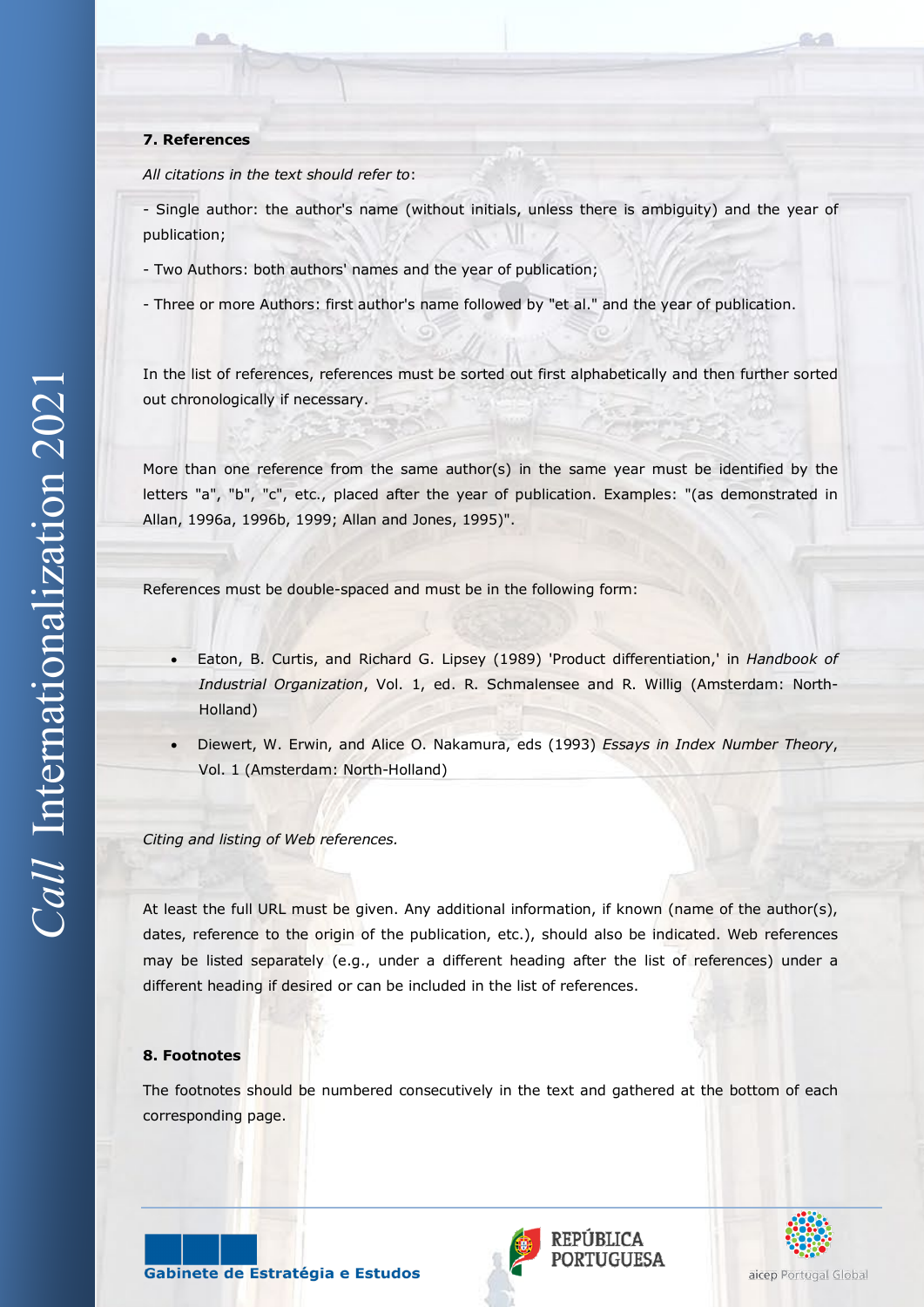## 7. References

*All citations in the text should refer to*:

- Single author: the author's name (without initials, unless there is ambiguity) and the year of publication;

- Two Authors: both authors' names and the year of publication;

- Three or more Authors: first author's name followed by "et al." and the year of publication.

In the list of references, references must be sorted out first alphabetically and then further sorted out chronologically if necessary.

More than one reference from the same author(s) in the same year must be identified by the letters "a", "b", "c", etc., placed after the year of publication. Examples: "(as demonstrated in Allan, 1996a, 1996b, 1999; Allan and Jones, 1995)".

References must be double-spaced and must be in the following form:

- Eaton, B. Curtis, and Richard G. Lipsey (1989) 'Product differentiation,' in *Handbook of Industrial Organization*, Vol. 1, ed. R. Schmalensee and R. Willig (Amsterdam: North-Holland)
- Diewert, W. Erwin, and Alice O. Nakamura, eds (1993) *Essays in Index Number Theory*, Vol. 1 (Amsterdam: North-Holland)

*Citing and listing of Web references.*

At least the full URL must be given. Any additional information, if known (name of the author(s), dates, reference to the origin of the publication, etc.), should also be indicated. Web references may be listed separately (e.g., under a different heading after the list of references) under a different heading if desired or can be included in the list of references.

## 8. Footnotes

The footnotes should be numbered consecutively in the text and gathered at the bottom of each corresponding page.